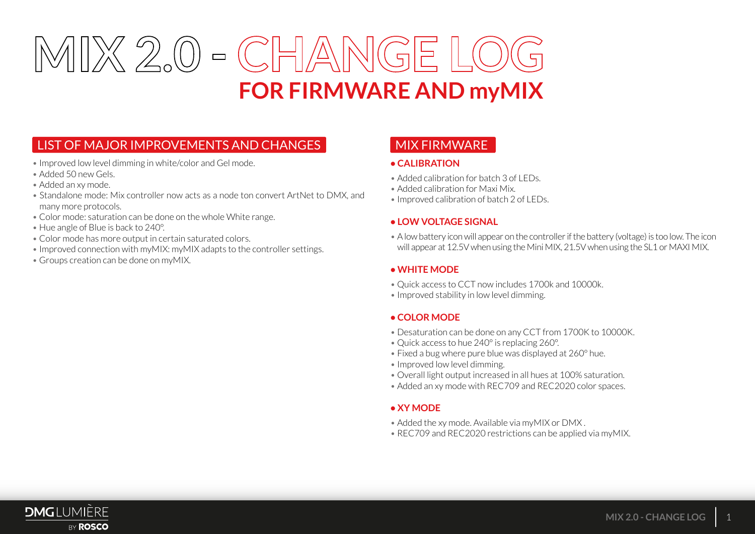# MIX 2.0 - CHANGE LOG

## FOR FIRMWARE AND myMIX

## LIST OF MAJOR IMPROVEMENTS AND CHANGES

- Improved low level dimming in white/color and Gel mode.
- Added 50 new Gels.
- Added an xy mode.
- Standalone mode: Mix controller now acts as a node ton convert ArtNet to DMX, and many more protocols.
- Color mode: saturation can be done on the whole White range.
- Hue angle of Blue is back to 240°.
- Color mode has more output in certain saturated colors.
- Improved connection with myMIX: myMIX adapts to the controller settings.
- Groups creation can be done on myMIX.

## MIX FIRMWARE

### • CALIBRATION

- Added calibration for batch 3 of LEDs.
- Added calibration for Maxi Mix.
- Improved calibration of batch 2 of LEDs.

### • LOW VOLTAGE SIGNAL

- A low battery icon will appear on the controller if the battery (voltage) is too low. The icon will appear at 12.5V when using the Mini MIX, 21.5V when using the SL1 or MAXI MIX.

### • WHITE MODE

- Quick access to CCT now includes 1700k and 10000k.
- Improved stability in low level dimming.

### • COLOR MODE

- Desaturation can be done on any CCT from 1700K to 10000K.
- Quick access to hue 240° is replacing 260°.
- Fixed a bug where pure blue was displayed at 260° hue.
- Improved low level dimming.
- Overall light output increased in all hues at 100% saturation.
- Added an xy mode with REC709 and REC2020 color spaces.

### • XY MODE

- Added the xy mode. Available via myMIX or DMX .
- REC709 and REC2020 restrictions can be applied via myMIX.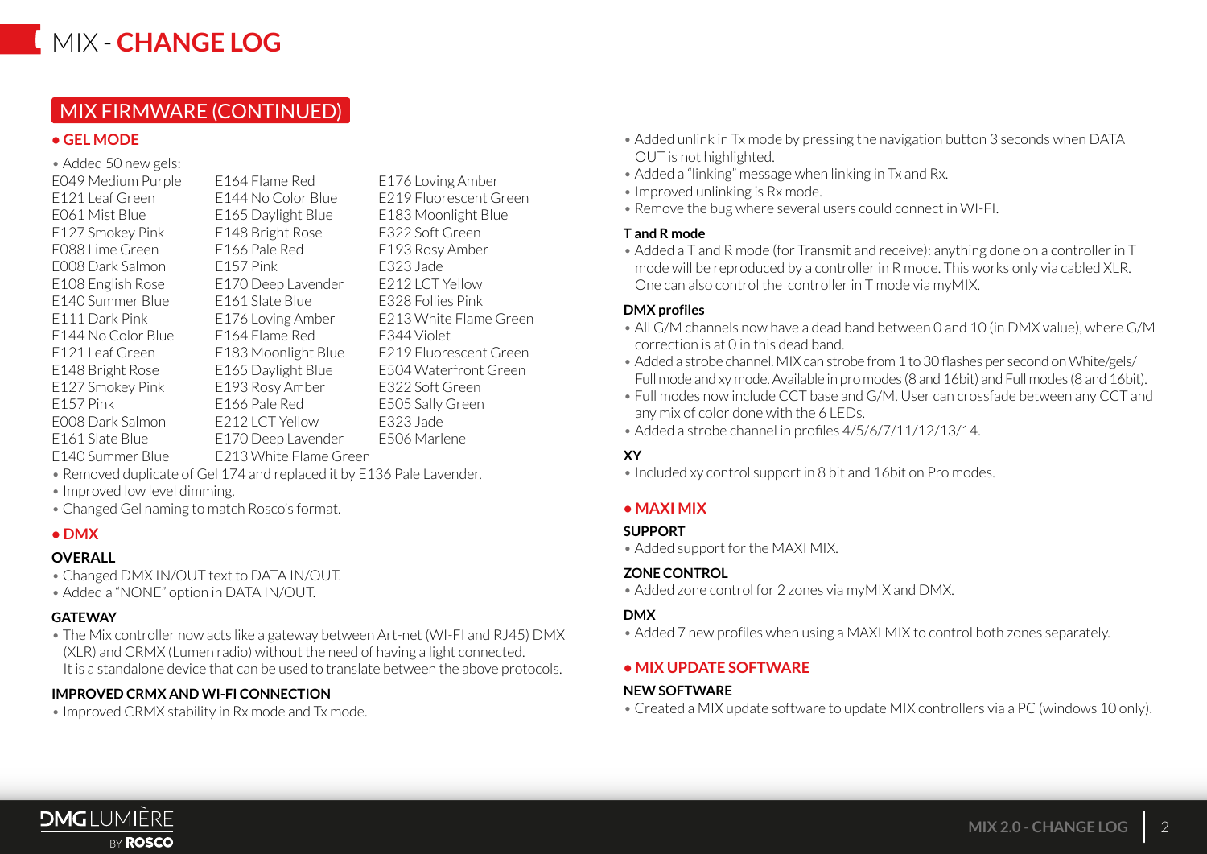# MIX - CHANGE LOG

## MIX FIRMWARE (CONTINUED)

### • GEL MODE

- Added 50 new gels:

| | | |
|---|---|---|
| E049 Medium Purple | E164 Flame Red | E176 Loving Amber |
| E121 Leaf Green | E144 No Color Blue | E219 Fluorescent Green |
| E061 Mist Blue | E165 Daylight Blue | E183 Moonlight Blue |
| E127 Smokey Pink | E148 Bright Rose | E322 Soft Green |
| E088 Lime Green | E166 Pale Red | E193 Rosy Amber |
| E008 Dark Salmon | E157 Pink | E323 Jade |
| E108 English Rose | E170 Deep Lavender | E212 LCT Yellow |
| E140 Summer Blue | E161 Slate Blue | E328 Follies Pink |
| E111 Dark Pink | E176 Loving Amber | E213 White Flame Green |
| E144 No Color Blue | E164 Flame Red | E344 Violet |
| E121 Leaf Green | E183 Moonlight Blue | E219 Fluorescent Green |
| E148 Bright Rose | E165 Daylight Blue | E504 Waterfront Green |
| E127 Smokey Pink | E193 Rosy Amber | E322 Soft Green |
| E157 Pink | E166 Pale Red | E505 Sally Green |
| E008 Dark Salmon | E212 LCT Yellow | E323 Jade |
| E161 Slate Blue | E170 Deep Lavender | E506 Marlene |
| E140 Summer Blue | E213 White Flame Green | |

- Removed duplicate of Gel 174 and replaced it by E136 Pale Lavender.
- Improved low level dimming.
- Changed Gel naming to match Rosco's format.

### • DMX

#### OVERALL

- Changed DMX IN/OUT text to DATA IN/OUT.
- Added a "NONE" option in DATA IN/OUT.

#### GATEWAY

- The Mix controller now acts like a gateway between Art-net (WI-FI and RJ45) DMX (XLR) and CRMX (Lumen radio) without the need of having a light connected. It is a standalone device that can be used to translate between the above protocols.

#### IMPROVED CRMX AND WI-FI CONNECTION

- Improved CRMX stability in Rx mode and Tx mode.
- Added unlink in Tx mode by pressing the navigation button 3 seconds when DATA OUT is not highlighted.
- Added a "linking" message when linking in Tx and Rx.
- Improved unlinking is Rx mode.
- Remove the bug where several users could connect in WI-FI.

#### T and R mode

- Added a T and R mode (for Transmit and receive): anything done on a controller in T mode will be reproduced by a controller in R mode. This works only via cabled XLR. One can also control the controller in T mode via myMIX.

#### DMX profiles

- All G/M channels now have a dead band between 0 and 10 (in DMX value), where G/M correction is at 0 in this dead band.
- Added a strobe channel. MIX can strobe from 1 to 30 flashes per second on White/gels/ Full mode and xy mode. Available in pro modes (8 and 16bit) and Full modes (8 and 16bit).
- Full modes now include CCT base and G/M. User can crossfade between any CCT and any mix of color done with the 6 LEDs.
- Added a strobe channel in profiles 4/5/6/7/11/12/13/14.

#### XY

- Included xy control support in 8 bit and 16bit on Pro modes.

### • MAXI MIX

#### SUPPORT

- Added support for the MAXI MIX.

#### ZONE CONTROL

- Added zone control for 2 zones via myMIX and DMX.

#### DMX

- Added 7 new profiles when using a MAXI MIX to control both zones separately.

### • MIX UPDATE SOFTWARE

#### NEW SOFTWARE

- Created a MIX update software to update MIX controllers via a PC (windows 10 only).